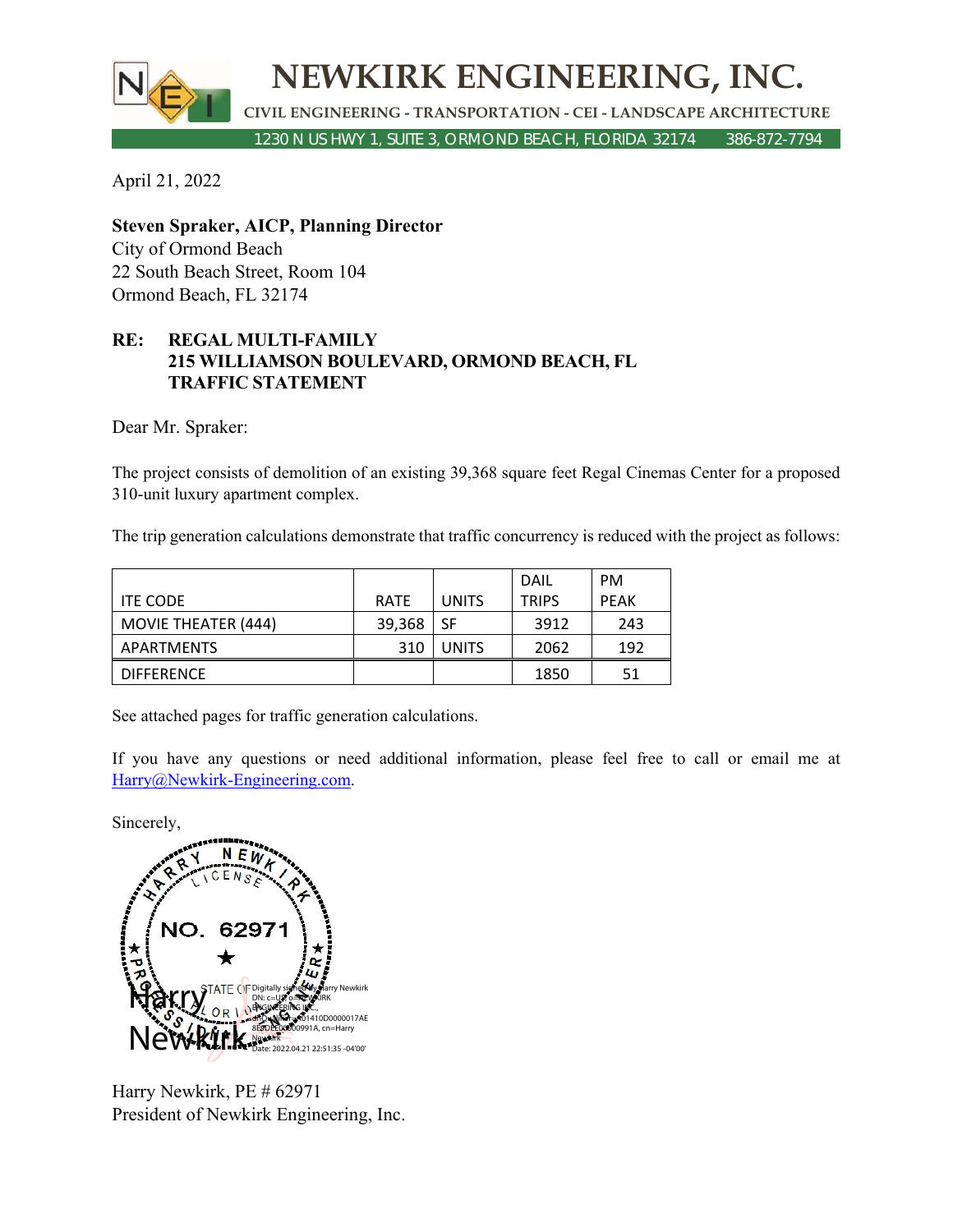# NEWKIRK ENGINEERING, INC.

CIVIL ENGINEERING - TRANSPORTATION - CEI - LANDSCAPE ARCHITECTURE

1230 N US HWY 1, SUITE 3, ORMOND BEACH, FLORIDA 32174 386-872-7794

April 21, 2022

**Steven Spraker, AICP, Planning Director**
City of Ormond Beach
22 South Beach Street, Room 104
Ormond Beach, FL 32174

**RE: REGAL MULTI-FAMILY**
**215 WILLIAMSON BOULEVARD, ORMOND BEACH, FL**
**TRAFFIC STATEMENT**

Dear Mr. Spraker:

The project consists of demolition of an existing 39,368 square feet Regal Cinemas Center for a proposed 310-unit luxury apartment complex.

The trip generation calculations demonstrate that traffic concurrency is reduced with the project as follows:

| ITE CODE | RATE | UNITS | DAIL TRIPS | PM PEAK |
|---|---|---|---|---|
| MOVIE THEATER (444) | 39,368 | SF | 3912 | 243 |
| APARTMENTS | 310 | UNITS | 2062 | 192 |
| DIFFERENCE | | | 1850 | 51 |

See attached pages for traffic generation calculations.

If you have any questions or need additional information, please feel free to call or email me at Harry@Newkirk-Engineering.com.

Sincerely,

Harry Newkirk

Digitally signed by Harry Newkirk
DN: c=US, o=NEWKIRK ENGINEERING INC., 0.9.2342.19200300.100.1.1=A01410D0000017AE8E9DEE00000991A, cn=Harry Newkirk
Date: 2022.04.21 22:51:35 -04'00'

Harry Newkirk, PE # 62971
President of Newkirk Engineering, Inc.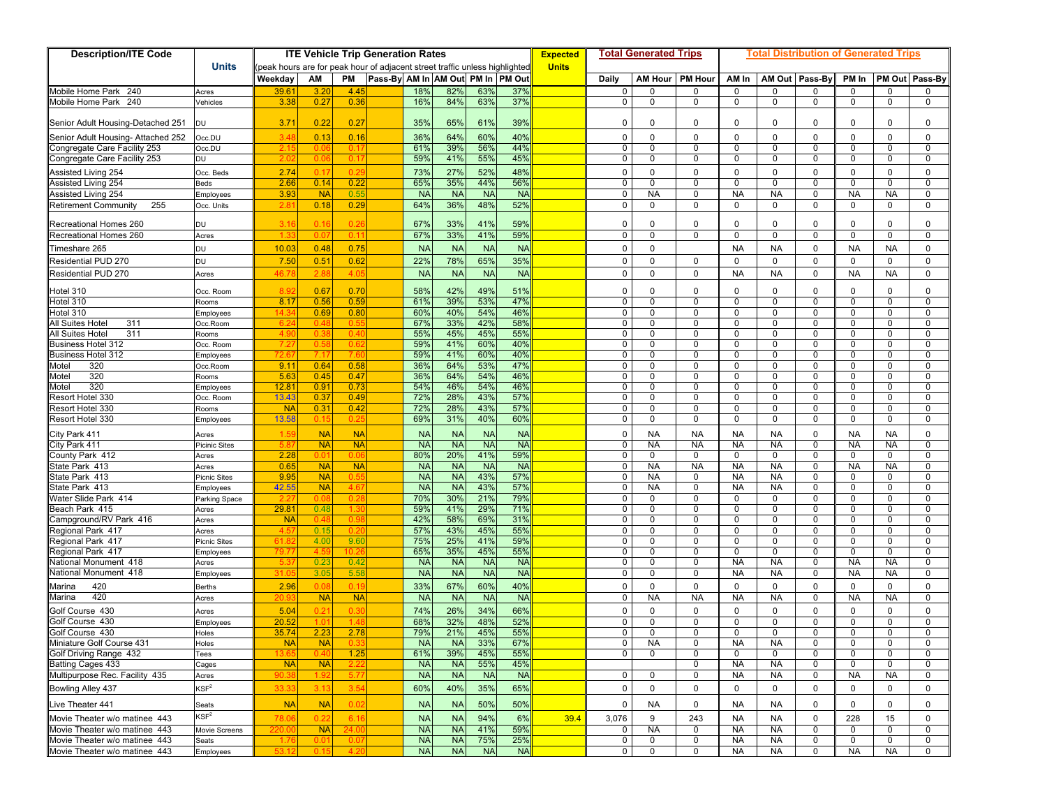| Description/ITE Code | Units | ITE Vehicle Trip Generation Rates (peak hours are for peak hour of adjacent street traffic unless highlighted) | | | | | | | | Expected Units | Total Generated Trips | | | Total Distribution of Generated Trips | | | | | |
|---|---|---|---|---|---|---|---|---|---|---|---|---|---|---|---|---|---|---|---|
| | | Weekday | AM | PM | Pass-By | AM In | AM Out | PM In | PM Out | | Daily | AM Hour | PM Hour | AM In | AM Out | Pass-By | PM In | PM Out | Pass-By |
| Mobile Home Park 240 | Acres | 39.61 | 3.20 | 4.45 | | 18% | 82% | 63% | 37% | | 0 | 0 | 0 | 0 | 0 | 0 | 0 | 0 | 0 |
| Mobile Home Park 240 | Vehicles | 3.38 | 0.27 | 0.36 | | 16% | 84% | 63% | 37% | | 0 | 0 | 0 | 0 | 0 | 0 | 0 | 0 | 0 |
| Senior Adult Housing-Detached 251 | DU | 3.71 | 0.22 | 0.27 | | 35% | 65% | 61% | 39% | | 0 | 0 | 0 | 0 | 0 | 0 | 0 | 0 | 0 |
| Senior Adult Housing- Attached 252 | Occ.DU | 3.48 | 0.13 | 0.16 | | 36% | 64% | 60% | 40% | | 0 | 0 | 0 | 0 | 0 | 0 | 0 | 0 | 0 |
| Congregate Care Facility 253 | Occ.DU | 2.15 | 0.06 | 0.17 | | 61% | 39% | 56% | 44% | | 0 | 0 | 0 | 0 | 0 | 0 | 0 | 0 | 0 |
| Congregate Care Facility 253 | DU | 2.02 | 0.06 | 0.17 | | 59% | 41% | 55% | 45% | | 0 | 0 | 0 | 0 | 0 | 0 | 0 | 0 | 0 |
| Assisted Living 254 | Occ. Beds | 2.74 | 0.17 | 0.29 | | 73% | 27% | 52% | 48% | | 0 | 0 | 0 | 0 | 0 | 0 | 0 | 0 | 0 |
| Assisted Living 254 | Beds | 2.66 | 0.14 | 0.22 | | 65% | 35% | 44% | 56% | | 0 | 0 | 0 | 0 | 0 | 0 | 0 | 0 | 0 |
| Assisted Living 254 | Employees | 3.93 | NA | 0.55 | | NA | NA | NA | NA | | 0 | NA | 0 | NA | NA | 0 | NA | NA | 0 |
| Retirement Community 255 | Occ. Units | 2.81 | 0.18 | 0.29 | | 64% | 36% | 48% | 52% | | 0 | 0 | 0 | 0 | 0 | 0 | 0 | 0 | 0 |
| Recreational Homes 260 | DU | 3.16 | 0.16 | 0.26 | | 67% | 33% | 41% | 59% | | 0 | 0 | 0 | 0 | 0 | 0 | 0 | 0 | 0 |
| Recreational Homes 260 | Acres | 1.33 | 0.07 | 0.11 | | 67% | 33% | 41% | 59% | | 0 | 0 | 0 | 0 | 0 | 0 | 0 | 0 | 0 |
| Timeshare 265 | DU | 10.03 | 0.48 | 0.75 | | NA | NA | NA | NA | | 0 | 0 | | NA | NA | 0 | NA | NA | 0 |
| Residential PUD 270 | DU | 7.50 | 0.51 | 0.62 | | 22% | 78% | 65% | 35% | | 0 | 0 | 0 | 0 | 0 | 0 | 0 | 0 | 0 |
| Residential PUD 270 | Acres | 46.78 | 2.88 | 4.05 | | NA | NA | NA | NA | | 0 | 0 | 0 | NA | NA | 0 | NA | NA | 0 |
| Hotel 310 | Occ. Room | 8.92 | 0.67 | 0.70 | | 58% | 42% | 49% | 51% | | 0 | 0 | 0 | 0 | 0 | 0 | 0 | 0 | 0 |
| Hotel 310 | Rooms | 8.17 | 0.56 | 0.59 | | 61% | 39% | 53% | 47% | | 0 | 0 | 0 | 0 | 0 | 0 | 0 | 0 | 0 |
| Hotel 310 | Employees | 14.34 | 0.69 | 0.80 | | 60% | 40% | 54% | 46% | | 0 | 0 | 0 | 0 | 0 | 0 | 0 | 0 | 0 |
| All Suites Hotel 311 | Occ.Room | 6.24 | 0.48 | 0.55 | | 67% | 33% | 42% | 58% | | 0 | 0 | 0 | 0 | 0 | 0 | 0 | 0 | 0 |
| All Suites Hotel 311 | Rooms | 4.90 | 0.38 | 0.40 | | 55% | 45% | 45% | 55% | | 0 | 0 | 0 | 0 | 0 | 0 | 0 | 0 | 0 |
| Business Hotel 312 | Occ. Room | 7.27 | 0.58 | 0.62 | | 59% | 41% | 60% | 40% | | 0 | 0 | 0 | 0 | 0 | 0 | 0 | 0 | 0 |
| Business Hotel 312 | Employees | 72.67 | 7.17 | 7.60 | | 59% | 41% | 60% | 40% | | 0 | 0 | 0 | 0 | 0 | 0 | 0 | 0 | 0 |
| Motel 320 | Occ.Room | 9.11 | 0.64 | 0.58 | | 36% | 64% | 53% | 47% | | 0 | 0 | 0 | 0 | 0 | 0 | 0 | 0 | 0 |
| Motel 320 | Rooms | 5.63 | 0.45 | 0.47 | | 36% | 64% | 54% | 46% | | 0 | 0 | 0 | 0 | 0 | 0 | 0 | 0 | 0 |
| Motel 320 | Employees | 12.81 | 0.91 | 0.73 | | 54% | 46% | 54% | 46% | | 0 | 0 | 0 | 0 | 0 | 0 | 0 | 0 | 0 |
| Resort Hotel 330 | Occ. Room | 13.43 | 0.37 | 0.49 | | 72% | 28% | 43% | 57% | | 0 | 0 | 0 | 0 | 0 | 0 | 0 | 0 | 0 |
| Resort Hotel 330 | Rooms | NA | 0.31 | 0.42 | | 72% | 28% | 43% | 57% | | 0 | 0 | 0 | 0 | 0 | 0 | 0 | 0 | 0 |
| Resort Hotel 330 | Employees | 13.58 | 0.15 | 0.25 | | 69% | 31% | 40% | 60% | | 0 | 0 | 0 | 0 | 0 | 0 | 0 | 0 | 0 |
| City Park 411 | Acres | 1.59 | NA | NA | | NA | NA | NA | NA | | 0 | NA | NA | NA | NA | 0 | NA | NA | 0 |
| City Park 411 | Picinic Sites | 5.87 | NA | NA | | NA | NA | NA | NA | | 0 | NA | NA | NA | NA | 0 | NA | NA | 0 |
| County Park 412 | Acres | 2.28 | 0.01 | 0.06 | | 80% | 20% | 41% | 59% | | 0 | 0 | 0 | 0 | 0 | 0 | 0 | 0 | 0 |
| State Park 413 | Acres | 0.65 | NA | NA | | NA | NA | NA | NA | | 0 | NA | NA | NA | NA | 0 | NA | NA | 0 |
| State Park 413 | Picnic Sites | 9.95 | NA | 0.55 | | NA | NA | 43% | 57% | | 0 | NA | 0 | NA | NA | 0 | 0 | 0 | 0 |
| State Park 413 | Employees | 42.55 | NA | 4.67 | | NA | NA | 43% | 57% | | 0 | NA | 0 | NA | NA | 0 | 0 | 0 | 0 |
| Water Slide Park 414 | Parking Space | 2.27 | 0.08 | 0.28 | | 70% | 30% | 21% | 79% | | 0 | 0 | 0 | 0 | 0 | 0 | 0 | 0 | 0 |
| Beach Park 415 | Acres | 29.81 | 0.48 | 1.30 | | 59% | 41% | 29% | 71% | | 0 | 0 | 0 | 0 | 0 | 0 | 0 | 0 | 0 |
| Campground/RV Park 416 | Acres | NA | 0.48 | 0.98 | | 42% | 58% | 69% | 31% | | 0 | 0 | 0 | 0 | 0 | 0 | 0 | 0 | 0 |
| Regional Park 417 | Acres | 4.57 | 0.15 | 0.20 | | 57% | 43% | 45% | 55% | | 0 | 0 | 0 | 0 | 0 | 0 | 0 | 0 | 0 |
| Regional Park 417 | Picnic Sites | 61.82 | 4.00 | 9.60 | | 75% | 25% | 41% | 59% | | 0 | 0 | 0 | 0 | 0 | 0 | 0 | 0 | 0 |
| Regional Park 417 | Employees | 79.77 | 4.59 | 10.26 | | 65% | 35% | 45% | 55% | | 0 | 0 | 0 | 0 | 0 | 0 | 0 | 0 | 0 |
| National Monument 418 | Acres | 5.37 | 0.23 | 0.42 | | NA | NA | NA | NA | | 0 | 0 | 0 | NA | NA | 0 | NA | NA | 0 |
| National Monument 418 | Employees | 31.05 | 3.05 | 5.58 | | NA | NA | NA | NA | | 0 | 0 | 0 | NA | NA | 0 | NA | NA | 0 |
| Marina 420 | Berths | 2.96 | 0.08 | 0.19 | | 33% | 67% | 60% | 40% | | 0 | 0 | 0 | 0 | 0 | 0 | 0 | 0 | 0 |
| Marina 420 | Acres | 20.93 | NA | NA | | NA | NA | NA | NA | | 0 | NA | NA | NA | NA | 0 | NA | NA | 0 |
| Golf Course 430 | Acres | 5.04 | 0.21 | 0.30 | | 74% | 26% | 34% | 66% | | 0 | 0 | 0 | 0 | 0 | 0 | 0 | 0 | 0 |
| Golf Course 430 | Employees | 20.52 | 1.01 | 1.48 | | 68% | 32% | 48% | 52% | | 0 | 0 | 0 | 0 | 0 | 0 | 0 | 0 | 0 |
| Golf Course 430 | Holes | 35.74 | 2.23 | 2.78 | | 79% | 21% | 45% | 55% | | 0 | 0 | 0 | 0 | 0 | 0 | 0 | 0 | 0 |
| Miniature Golf Course 431 | Holes | NA | NA | 0.33 | | NA | NA | 33% | 67% | | 0 | NA | 0 | NA | NA | 0 | 0 | 0 | 0 |
| Golf Driving Range 432 | Tees | 13.65 | 0.40 | 1.25 | | 61% | 39% | 45% | 55% | | 0 | 0 | 0 | 0 | 0 | 0 | 0 | 0 | 0 |
| Batting Cages 433 | Cages | NA | NA | 2.22 | | NA | NA | 55% | 45% | | | | 0 | NA | NA | 0 | 0 | 0 | 0 |
| Multipurpose Rec. Facility 435 | Acres | 90.38 | 1.92 | 5.77 | | NA | NA | NA | NA | | 0 | 0 | 0 | NA | NA | 0 | NA | NA | 0 |
| Bowling Alley 437 | KSF² | 33.33 | 3.13 | 3.54 | | 60% | 40% | 35% | 65% | | 0 | 0 | 0 | 0 | 0 | 0 | 0 | 0 | 0 |
| Live Theater 441 | Seats | NA | NA | 0.02 | | NA | NA | 50% | 50% | | 0 | NA | 0 | NA | NA | 0 | 0 | 0 | 0 |
| Movie Theater w/o matinee 443 | KSF² | 78.06 | 0.22 | 6.16 | | NA | NA | 94% | 6% | 39.4 | 3,076 | 9 | 243 | NA | NA | 0 | 228 | 15 | 0 |
| Movie Theater w/o matinee 443 | Movie Screens | 220.00 | NA | 24.00 | | NA | NA | 41% | 59% | | 0 | NA | 0 | NA | NA | 0 | 0 | 0 | 0 |
| Movie Theater w/o matinee 443 | Seats | 1.76 | 0.01 | 0.07 | | NA | NA | 75% | 25% | | 0 | 0 | 0 | NA | NA | 0 | 0 | 0 | 0 |
| Movie Theater w/o matinee 443 | Employees | 53.12 | 0.15 | 4.20 | | NA | NA | NA | NA | | 0 | 0 | 0 | NA | NA | 0 | NA | NA | 0 |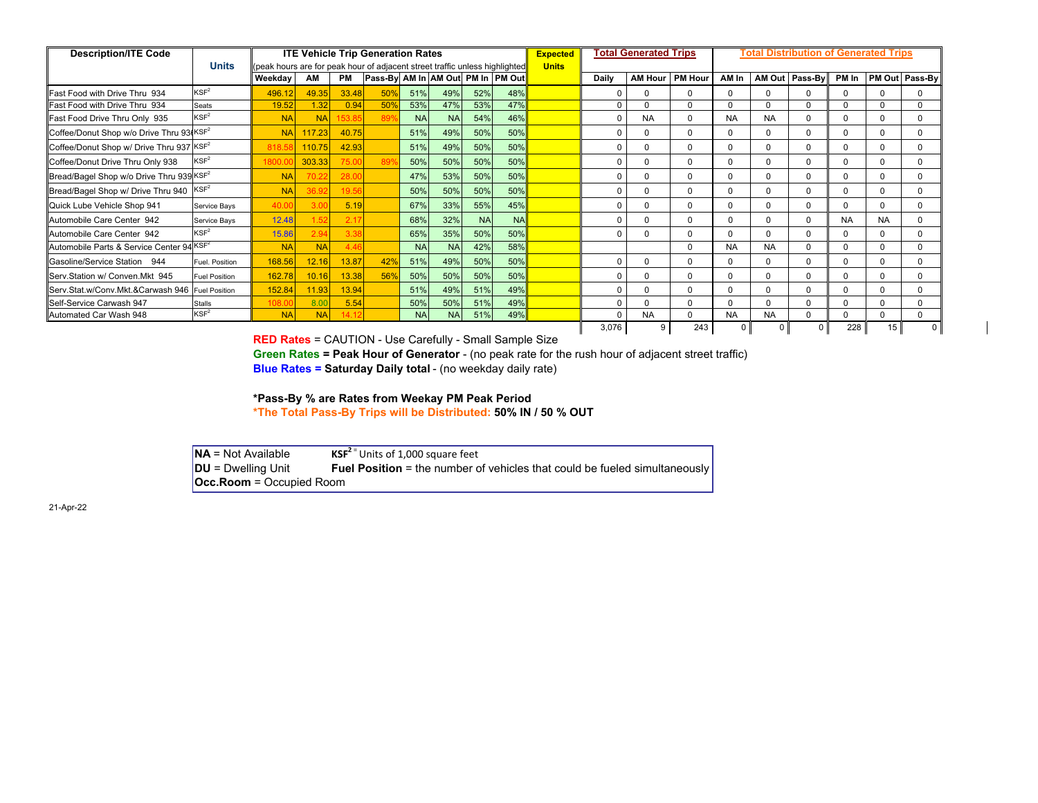| Description/ITE Code | Units | ITE Vehicle Trip Generation Rates (peak hours are for peak hour of adjacent street traffic unless highlighted) | | | | | | | | Expected Units | Total Generated Trips | | | Total Distribution of Generated Trips | | | | | |
|---|---|---|---|---|---|---|---|---|---|---|---|---|---|---|---|---|---|---|---|
| | | Weekday | AM | PM | Pass-By | AM In | AM Out | PM In | PM Out | | Daily | AM Hour | PM Hour | AM In | AM Out | Pass-By | PM In | PM Out | Pass-By |
| Fast Food with Drive Thru 934 | KSF² | 496.12 | 49.35 | 33.48 | 50% | 51% | 49% | 52% | 48% | | 0 | 0 | 0 | 0 | 0 | 0 | 0 | 0 | 0 |
| Fast Food with Drive Thru 934 | Seats | 19.52 | 1.32 | 0.94 | 50% | 53% | 47% | 53% | 47% | | 0 | 0 | 0 | 0 | 0 | 0 | 0 | 0 | 0 |
| Fast Food Drive Thru Only 935 | KSF² | NA | NA | 153.85 | 89% | NA | NA | 54% | 46% | | 0 | NA | 0 | NA | NA | 0 | 0 | 0 | 0 |
| Coffee/Donut Shop w/o Drive Thru 936 | KSF² | NA | 117.23 | 40.75 | | 51% | 49% | 50% | 50% | | 0 | 0 | 0 | 0 | 0 | 0 | 0 | 0 | 0 |
| Coffee/Donut Shop w/ Drive Thru 937 | KSF² | 818.58 | 110.75 | 42.93 | | 51% | 49% | 50% | 50% | | 0 | 0 | 0 | 0 | 0 | 0 | 0 | 0 | 0 |
| Coffee/Donut Drive Thru Only 938 | KSF² | 1800.00 | 303.33 | 75.00 | 89% | 50% | 50% | 50% | 50% | | 0 | 0 | 0 | 0 | 0 | 0 | 0 | 0 | 0 |
| Bread/Bagel Shop w/o Drive Thru 939 | KSF² | NA | 70.22 | 28.00 | | 47% | 53% | 50% | 50% | | 0 | 0 | 0 | 0 | 0 | 0 | 0 | 0 | 0 |
| Bread/Bagel Shop w/ Drive Thru 940 | KSF² | NA | 36.92 | 19.56 | | 50% | 50% | 50% | 50% | | 0 | 0 | 0 | 0 | 0 | 0 | 0 | 0 | 0 |
| Quick Lube Vehicle Shop 941 | Service Bays | 40.00 | 3.00 | 5.19 | | 67% | 33% | 55% | 45% | | 0 | 0 | 0 | 0 | 0 | 0 | 0 | 0 | 0 |
| Automobile Care Center 942 | Service Bays | 12.48 | 1.52 | 2.17 | | 68% | 32% | NA | NA | | 0 | 0 | 0 | 0 | 0 | 0 | NA | NA | 0 |
| Automobile Care Center 942 | KSF² | 15.86 | 2.94 | 3.38 | | 65% | 35% | 50% | 50% | | 0 | 0 | 0 | 0 | 0 | 0 | 0 | 0 | 0 |
| Automobile Parts & Service Center 94 | KSF² | NA | NA | 4.46 | | NA | NA | 42% | 58% | | | | 0 | NA | NA | 0 | 0 | 0 | 0 |
| Gasoline/Service Station 944 | Fuel. Position | 168.56 | 12.16 | 13.87 | 42% | 51% | 49% | 50% | 50% | | 0 | 0 | 0 | 0 | 0 | 0 | 0 | 0 | 0 |
| Serv.Station w/ Conven.Mkt 945 | Fuel Position | 162.78 | 10.16 | 13.38 | 56% | 50% | 50% | 50% | 50% | | 0 | 0 | 0 | 0 | 0 | 0 | 0 | 0 | 0 |
| Serv.Stat.w/Conv.Mkt.&Carwash 946 | Fuel Position | 152.84 | 11.93 | 13.94 | | 51% | 49% | 51% | 49% | | 0 | 0 | 0 | 0 | 0 | 0 | 0 | 0 | 0 |
| Self-Service Carwash 947 | Stalls | 108.00 | 8.00 | 5.54 | | 50% | 50% | 51% | 49% | | 0 | 0 | 0 | 0 | 0 | 0 | 0 | 0 | 0 |
| Automated Car Wash 948 | KSF² | NA | NA | 14.12 | | NA | NA | 51% | 49% | | 0 | NA | 0 | NA | NA | 0 | 0 | 0 | 0 |
| | | | | | | | | | | | 3,076 | 9 | 243 | 0 | 0 | 0 | 228 | 15 | 0 |

**RED Rates** = CAUTION - Use Carefully - Small Sample Size

**Green Rates = Peak Hour of Generator** - (no peak rate for the rush hour of adjacent street traffic)

**Blue Rates = Saturday Daily total** - (no weekday daily rate)

***Pass-By % are Rates from Weekay PM Peak Period**

***The Total Pass-By Trips will be Distributed: 50% IN / 50 % OUT**

**NA** = Not Available — **KSF²** = Units of 1,000 square feet

**DU** = Dwelling Unit — **Fuel Position** = the number of vehicles that could be fueled simultaneously

**Occ.Room** = Occupied Room

21-Apr-22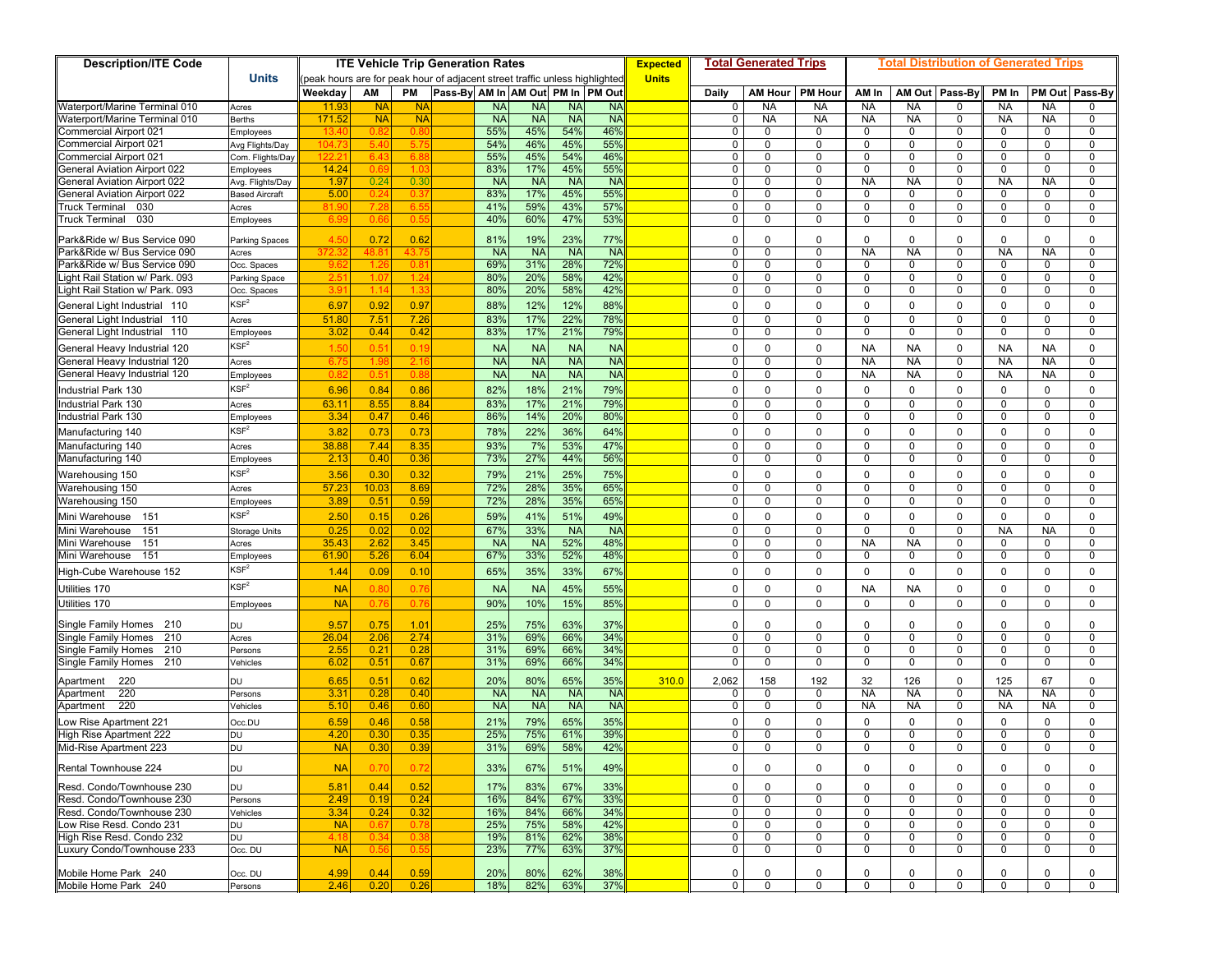| Description/ITE Code | Units | ITE Vehicle Trip Generation Rates (peak hours are for peak hour of adjacent street traffic unless highlighted) | | | | | | | | Expected Units | Total Generated Trips | | | Total Distribution of Generated Trips | | | | | |
|---|---|---|---|---|---|---|---|---|---|---|---|---|---|---|---|---|---|---|---|
| | | Weekday | AM | PM | Pass-By | AM In | AM Out | PM In | PM Out | | Daily | AM Hour | PM Hour | AM In | AM Out | Pass-By | PM In | PM Out | Pass-By |
| Waterport/Marine Terminal 010 | Acres | 11.93 | NA | NA | | NA | NA | NA | NA | | 0 | NA | NA | NA | NA | 0 | NA | NA | 0 |
| Waterport/Marine Terminal 010 | Berths | 171.52 | NA | NA | | NA | NA | NA | NA | | 0 | NA | NA | NA | NA | 0 | NA | NA | 0 |
| Commercial Airport 021 | Employees | 13.40 | 0.82 | 0.80 | | 55% | 45% | 54% | 46% | | 0 | 0 | 0 | 0 | 0 | 0 | 0 | 0 | 0 |
| Commercial Airport 021 | Avg Flights/Day | 104.73 | 5.40 | 5.75 | | 54% | 46% | 45% | 55% | | 0 | 0 | 0 | 0 | 0 | 0 | 0 | 0 | 0 |
| Commercial Airport 021 | Com. Flights/Day | 122.21 | 6.43 | 6.88 | | 55% | 45% | 54% | 46% | | 0 | 0 | 0 | 0 | 0 | 0 | 0 | 0 | 0 |
| General Aviation Airport 022 | Employees | 14.24 | 0.69 | 1.03 | | 83% | 17% | 45% | 55% | | 0 | 0 | 0 | 0 | 0 | 0 | 0 | 0 | 0 |
| General Aviation Airport 022 | Avg. Flights/Day | 1.97 | 0.24 | 0.30 | | NA | NA | NA | NA | | 0 | 0 | 0 | NA | NA | 0 | NA | NA | 0 |
| General Aviation Airport 022 | Based Aircraft | 5.00 | 0.24 | 0.37 | | 83% | 17% | 45% | 55% | | 0 | 0 | 0 | 0 | 0 | 0 | 0 | 0 | 0 |
| Truck Terminal 030 | Acres | 81.90 | 7.28 | 6.55 | | 41% | 59% | 43% | 57% | | 0 | 0 | 0 | 0 | 0 | 0 | 0 | 0 | 0 |
| Truck Terminal 030 | Employees | 6.99 | 0.66 | 0.55 | | 40% | 60% | 47% | 53% | | 0 | 0 | 0 | 0 | 0 | 0 | 0 | 0 | 0 |
| Park&Ride w/ Bus Service 090 | Parking Spaces | 4.50 | 0.72 | 0.62 | | 81% | 19% | 23% | 77% | | 0 | 0 | 0 | 0 | 0 | 0 | 0 | 0 | 0 |
| Park&Ride w/ Bus Service 090 | Acres | 372.32 | 48.81 | 43.75 | | NA | NA | NA | NA | | 0 | 0 | 0 | NA | NA | 0 | NA | NA | 0 |
| Park&Ride w/ Bus Service 090 | Occ. Spaces | 9.62 | 1.26 | 0.81 | | 69% | 31% | 28% | 72% | | 0 | 0 | 0 | 0 | 0 | 0 | 0 | 0 | 0 |
| Light Rail Station w/ Park. 093 | Parking Space | 2.51 | 1.07 | 1.24 | | 80% | 20% | 58% | 42% | | 0 | 0 | 0 | 0 | 0 | 0 | 0 | 0 | 0 |
| Light Rail Station w/ Park. 093 | Occ. Spaces | 3.91 | 1.14 | 1.33 | | 80% | 20% | 58% | 42% | | 0 | 0 | 0 | 0 | 0 | 0 | 0 | 0 | 0 |
| General Light Industrial 110 | $KSF^2$ | 6.97 | 0.92 | 0.97 | | 88% | 12% | 12% | 88% | | 0 | 0 | 0 | 0 | 0 | 0 | 0 | 0 | 0 |
| General Light Industrial 110 | Acres | 51.80 | 7.51 | 7.26 | | 83% | 17% | 22% | 78% | | 0 | 0 | 0 | 0 | 0 | 0 | 0 | 0 | 0 |
| General Light Industrial 110 | Employees | 3.02 | 0.44 | 0.42 | | 83% | 17% | 21% | 79% | | 0 | 0 | 0 | 0 | 0 | 0 | 0 | 0 | 0 |
| General Heavy Industrial 120 | $KSF^2$ | 1.50 | 0.51 | 0.19 | | NA | NA | NA | NA | | 0 | 0 | 0 | NA | NA | 0 | NA | NA | 0 |
| General Heavy Industrial 120 | Acres | 6.75 | 1.98 | 2.16 | | NA | NA | NA | NA | | 0 | 0 | 0 | NA | NA | 0 | NA | NA | 0 |
| General Heavy Industrial 120 | Employees | 0.82 | 0.51 | 0.88 | | NA | NA | NA | NA | | 0 | 0 | 0 | NA | NA | 0 | NA | NA | 0 |
| Industrial Park 130 | $KSF^2$ | 6.96 | 0.84 | 0.86 | | 82% | 18% | 21% | 79% | | 0 | 0 | 0 | 0 | 0 | 0 | 0 | 0 | 0 |
| Industrial Park 130 | Acres | 63.11 | 8.55 | 8.84 | | 83% | 17% | 21% | 79% | | 0 | 0 | 0 | 0 | 0 | 0 | 0 | 0 | 0 |
| Industrial Park 130 | Employees | 3.34 | 0.47 | 0.46 | | 86% | 14% | 20% | 80% | | 0 | 0 | 0 | 0 | 0 | 0 | 0 | 0 | 0 |
| Manufacturing 140 | $KSF^2$ | 3.82 | 0.73 | 0.73 | | 78% | 22% | 36% | 64% | | 0 | 0 | 0 | 0 | 0 | 0 | 0 | 0 | 0 |
| Manufacturing 140 | Acres | 38.88 | 7.44 | 8.35 | | 93% | 7% | 53% | 47% | | 0 | 0 | 0 | 0 | 0 | 0 | 0 | 0 | 0 |
| Manufacturing 140 | Employees | 2.13 | 0.40 | 0.36 | | 73% | 27% | 44% | 56% | | 0 | 0 | 0 | 0 | 0 | 0 | 0 | 0 | 0 |
| Warehousing 150 | $KSF^2$ | 3.56 | 0.30 | 0.32 | | 79% | 21% | 25% | 75% | | 0 | 0 | 0 | 0 | 0 | 0 | 0 | 0 | 0 |
| Warehousing 150 | Acres | 57.23 | 10.03 | 8.69 | | 72% | 28% | 35% | 65% | | 0 | 0 | 0 | 0 | 0 | 0 | 0 | 0 | 0 |
| Warehousing 150 | Employees | 3.89 | 0.51 | 0.59 | | 72% | 28% | 35% | 65% | | 0 | 0 | 0 | 0 | 0 | 0 | 0 | 0 | 0 |
| Mini Warehouse 151 | $KSF^2$ | 2.50 | 0.15 | 0.26 | | 59% | 41% | 51% | 49% | | 0 | 0 | 0 | 0 | 0 | 0 | 0 | 0 | 0 |
| Mini Warehouse 151 | Storage Units | 0.25 | 0.02 | 0.02 | | 67% | 33% | NA | NA | | 0 | 0 | 0 | 0 | 0 | 0 | NA | NA | 0 |
| Mini Warehouse 151 | Acres | 35.43 | 2.62 | 3.45 | | NA | NA | 52% | 48% | | 0 | 0 | 0 | NA | NA | 0 | 0 | 0 | 0 |
| Mini Warehouse 151 | Employees | 61.90 | 5.26 | 6.04 | | 67% | 33% | 52% | 48% | | 0 | 0 | 0 | 0 | 0 | 0 | 0 | 0 | 0 |
| High-Cube Warehouse 152 | $KSF^2$ | 1.44 | 0.09 | 0.10 | | 65% | 35% | 33% | 67% | | 0 | 0 | 0 | 0 | 0 | 0 | 0 | 0 | 0 |
| Utilities 170 | $KSF^2$ | NA | 0.80 | 0.76 | | NA | NA | 45% | 55% | | 0 | 0 | 0 | NA | NA | 0 | 0 | 0 | 0 |
| Utilities 170 | Employees | NA | 0.76 | 0.76 | | 90% | 10% | 15% | 85% | | 0 | 0 | 0 | 0 | 0 | 0 | 0 | 0 | 0 |
| Single Family Homes 210 | DU | 9.57 | 0.75 | 1.01 | | 25% | 75% | 63% | 37% | | 0 | 0 | 0 | 0 | 0 | 0 | 0 | 0 | 0 |
| Single Family Homes 210 | Acres | 26.04 | 2.06 | 2.74 | | 31% | 69% | 66% | 34% | | 0 | 0 | 0 | 0 | 0 | 0 | 0 | 0 | 0 |
| Single Family Homes 210 | Persons | 2.55 | 0.21 | 0.28 | | 31% | 69% | 66% | 34% | | 0 | 0 | 0 | 0 | 0 | 0 | 0 | 0 | 0 |
| Single Family Homes 210 | Vehicles | 6.02 | 0.51 | 0.67 | | 31% | 69% | 66% | 34% | | 0 | 0 | 0 | 0 | 0 | 0 | 0 | 0 | 0 |
| Apartment 220 | DU | 6.65 | 0.51 | 0.62 | | 20% | 80% | 65% | 35% | 310.0 | 2,062 | 158 | 192 | 32 | 126 | 0 | 125 | 67 | 0 |
| Apartment 220 | Persons | 3.31 | 0.28 | 0.40 | | NA | NA | NA | NA | | 0 | 0 | 0 | NA | NA | 0 | NA | NA | 0 |
| Apartment 220 | Vehicles | 5.10 | 0.46 | 0.60 | | NA | NA | NA | NA | | 0 | 0 | 0 | NA | NA | 0 | NA | NA | 0 |
| Low Rise Apartment 221 | Occ.DU | 6.59 | 0.46 | 0.58 | | 21% | 79% | 65% | 35% | | 0 | 0 | 0 | 0 | 0 | 0 | 0 | 0 | 0 |
| High Rise Apartment 222 | DU | 4.20 | 0.30 | 0.35 | | 25% | 75% | 61% | 39% | | 0 | 0 | 0 | 0 | 0 | 0 | 0 | 0 | 0 |
| Mid-Rise Apartment 223 | DU | NA | 0.30 | 0.39 | | 31% | 69% | 58% | 42% | | 0 | 0 | 0 | 0 | 0 | 0 | 0 | 0 | 0 |
| Rental Townhouse 224 | DU | NA | 0.70 | 0.72 | | 33% | 67% | 51% | 49% | | 0 | 0 | 0 | 0 | 0 | 0 | 0 | 0 | 0 |
| Resd. Condo/Townhouse 230 | DU | 5.81 | 0.44 | 0.52 | | 17% | 83% | 67% | 33% | | 0 | 0 | 0 | 0 | 0 | 0 | 0 | 0 | 0 |
| Resd. Condo/Townhouse 230 | Persons | 2.49 | 0.19 | 0.24 | | 16% | 84% | 67% | 33% | | 0 | 0 | 0 | 0 | 0 | 0 | 0 | 0 | 0 |
| Resd. Condo/Townhouse 230 | Vehicles | 3.34 | 0.24 | 0.32 | | 16% | 84% | 66% | 34% | | 0 | 0 | 0 | 0 | 0 | 0 | 0 | 0 | 0 |
| Low Rise Resd. Condo 231 | DU | NA | 0.67 | 0.78 | | 25% | 75% | 58% | 42% | | 0 | 0 | 0 | 0 | 0 | 0 | 0 | 0 | 0 |
| High Rise Resd. Condo 232 | DU | 4.18 | 0.34 | 0.38 | | 19% | 81% | 62% | 38% | | 0 | 0 | 0 | 0 | 0 | 0 | 0 | 0 | 0 |
| Luxury Condo/Townhouse 233 | Occ. DU | NA | 0.56 | 0.55 | | 23% | 77% | 63% | 37% | | 0 | 0 | 0 | 0 | 0 | 0 | 0 | 0 | 0 |
| Mobile Home Park 240 | Occ. DU | 4.99 | 0.44 | 0.59 | | 20% | 80% | 62% | 38% | | 0 | 0 | 0 | 0 | 0 | 0 | 0 | 0 | 0 |
| Mobile Home Park 240 | Persons | 2.46 | 0.20 | 0.26 | | 18% | 82% | 63% | 37% | | 0 | 0 | 0 | 0 | 0 | 0 | 0 | 0 | 0 |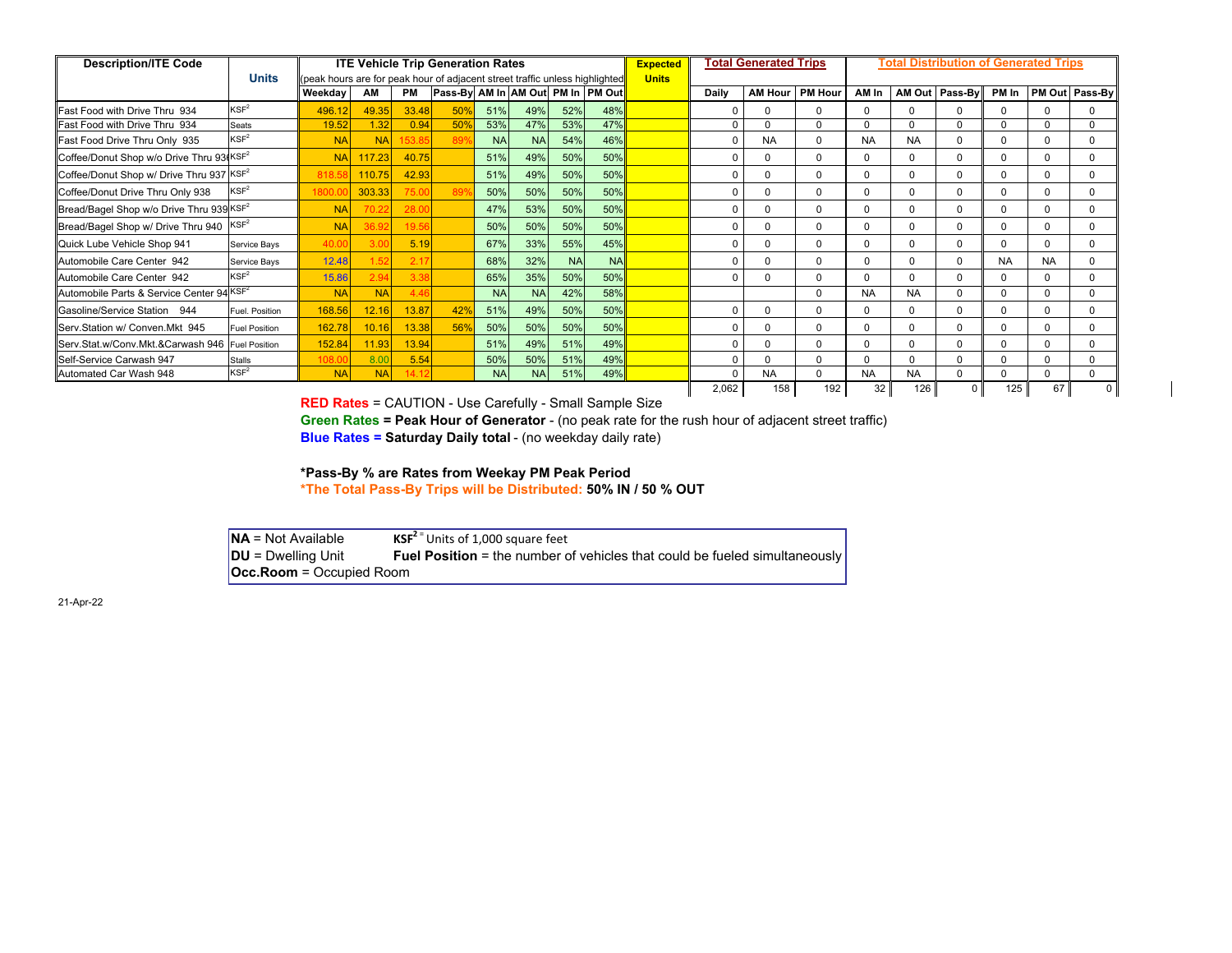| Description/ITE Code | Units | ITE Vehicle Trip Generation Rates (peak hours are for peak hour of adjacent street traffic unless highlighted) | | | | | | | | Expected Units | Total Generated Trips | | | Total Distribution of Generated Trips | | | | | |
|---|---|---|---|---|---|---|---|---|---|---|---|---|---|---|---|---|---|---|---|
| | | Weekday | AM | PM | Pass-By | AM In | AM Out | PM In | PM Out | | Daily | AM Hour | PM Hour | AM In | AM Out | Pass-By | PM In | PM Out | Pass-By |
| Fast Food with Drive Thru 934 | $KSF^2$ | 496.12 | 49.35 | 33.48 | 50% | 51% | 49% | 52% | 48% | | 0 | 0 | 0 | 0 | 0 | 0 | 0 | 0 | 0 |
| Fast Food with Drive Thru 934 | Seats | 19.52 | 1.32 | 0.94 | 50% | 53% | 47% | 53% | 47% | | 0 | 0 | 0 | 0 | 0 | 0 | 0 | 0 | 0 |
| Fast Food Drive Thru Only 935 | $KSF^2$ | NA | NA | 153.85 | 89% | NA | NA | 54% | 46% | | 0 | NA | 0 | NA | NA | 0 | 0 | 0 | 0 |
| Coffee/Donut Shop w/o Drive Thru 936 | $KSF^2$ | NA | 117.23 | 40.75 | | 51% | 49% | 50% | 50% | | 0 | 0 | 0 | 0 | 0 | 0 | 0 | 0 | 0 |
| Coffee/Donut Shop w/ Drive Thru 937 | $KSF^2$ | 818.58 | 110.75 | 42.93 | | 51% | 49% | 50% | 50% | | 0 | 0 | 0 | 0 | 0 | 0 | 0 | 0 | 0 |
| Coffee/Donut Drive Thru Only 938 | $KSF^2$ | 1800.00 | 303.33 | 75.00 | 89% | 50% | 50% | 50% | 50% | | 0 | 0 | 0 | 0 | 0 | 0 | 0 | 0 | 0 |
| Bread/Bagel Shop w/o Drive Thru 939 | $KSF^2$ | NA | 70.22 | 28.00 | | 47% | 53% | 50% | 50% | | 0 | 0 | 0 | 0 | 0 | 0 | 0 | 0 | 0 |
| Bread/Bagel Shop w/ Drive Thru 940 | $KSF^2$ | NA | 36.92 | 19.56 | | 50% | 50% | 50% | 50% | | 0 | 0 | 0 | 0 | 0 | 0 | 0 | 0 | 0 |
| Quick Lube Vehicle Shop 941 | Service Bays | 40.00 | 3.00 | 5.19 | | 67% | 33% | 55% | 45% | | 0 | 0 | 0 | 0 | 0 | 0 | 0 | 0 | 0 |
| Automobile Care Center 942 | Service Bays | 12.48 | 1.52 | 2.17 | | 68% | 32% | NA | NA | | 0 | 0 | 0 | 0 | 0 | 0 | NA | NA | 0 |
| Automobile Care Center 942 | $KSF^2$ | 15.86 | 2.94 | 3.38 | | 65% | 35% | 50% | 50% | | 0 | 0 | 0 | 0 | 0 | 0 | 0 | 0 | 0 |
| Automobile Parts & Service Center 94 | $KSF^2$ | NA | NA | 4.46 | | NA | NA | 42% | 58% | | | | 0 | NA | NA | 0 | 0 | 0 | 0 |
| Gasoline/Service Station 944 | Fuel. Position | 168.56 | 12.16 | 13.87 | 42% | 51% | 49% | 50% | 50% | | 0 | 0 | 0 | 0 | 0 | 0 | 0 | 0 | 0 |
| Serv.Station w/ Conven.Mkt 945 | Fuel Position | 162.78 | 10.16 | 13.38 | 56% | 50% | 50% | 50% | 50% | | 0 | 0 | 0 | 0 | 0 | 0 | 0 | 0 | 0 |
| Serv.Stat.w/Conv.Mkt.&Carwash 946 | Fuel Position | 152.84 | 11.93 | 13.94 | | 51% | 49% | 51% | 49% | | 0 | 0 | 0 | 0 | 0 | 0 | 0 | 0 | 0 |
| Self-Service Carwash 947 | Stalls | 108.00 | 8.00 | 5.54 | | 50% | 50% | 51% | 49% | | 0 | 0 | 0 | 0 | 0 | 0 | 0 | 0 | 0 |
| Automated Car Wash 948 | $KSF^2$ | NA | NA | 14.12 | | NA | NA | 51% | 49% | | 0 | NA | 0 | NA | NA | 0 | 0 | 0 | 0 |
| | | | | | | | | | | | 2,062 | 158 | 192 | 32 | 126 | 0 | 125 | 67 | 0 |

**RED Rates** = CAUTION - Use Carefully - Small Sample Size

**Green Rates = Peak Hour of Generator** - (no peak rate for the rush hour of adjacent street traffic)

**Blue Rates = Saturday Daily total** - (no weekday daily rate)

**\*Pass-By % are Rates from Weekay PM Peak Period**

**\*The Total Pass-By Trips will be Distributed: 50% IN / 50 % OUT**

| | |
|---|---|
| **NA** = Not Available | $KSF^2$ = Units of 1,000 square feet |
| **DU** = Dwelling Unit | **Fuel Position** = the number of vehicles that could be fueled simultaneously |
| **Occ.Room** = Occupied Room | |

21-Apr-22